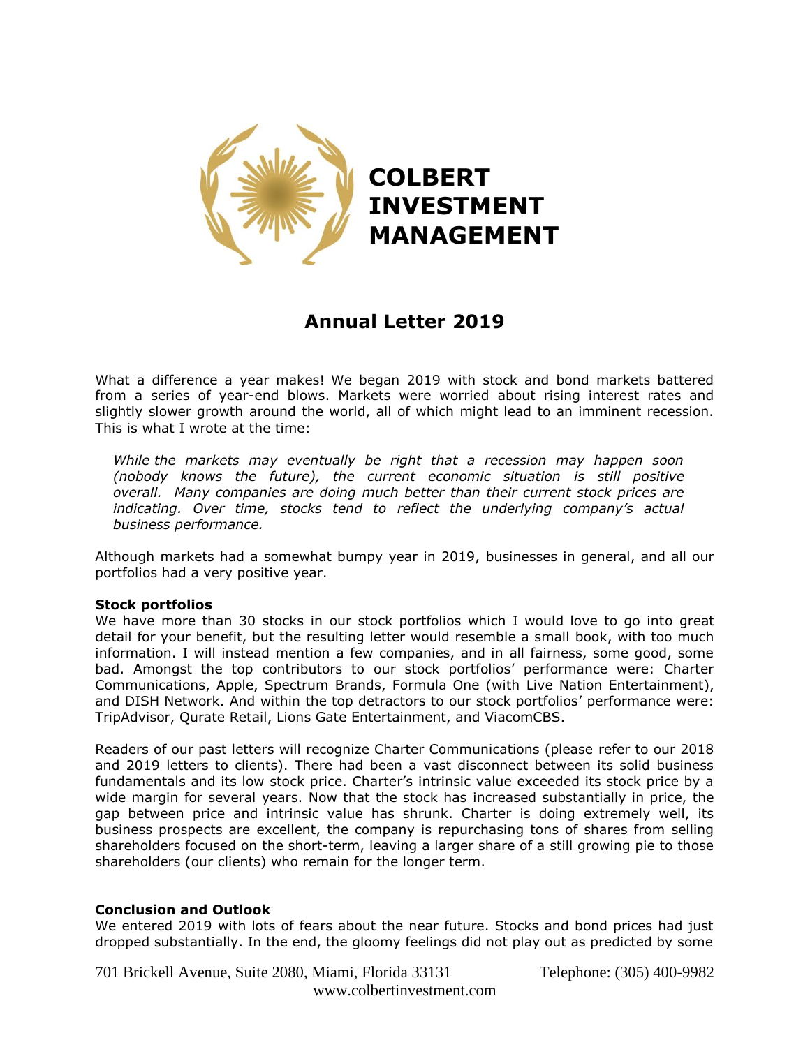**COLBERT INVESTMENT MANAGEMENT**

# Annual Letter 2019

What a difference a year makes! We began 2019 with stock and bond markets battered from a series of year-end blows. Markets were worried about rising interest rates and slightly slower growth around the world, all of which might lead to an imminent recession. This is what I wrote at the time:

> *While the markets may eventually be right that a recession may happen soon (nobody knows the future), the current economic situation is still positive overall. Many companies are doing much better than their current stock prices are indicating. Over time, stocks tend to reflect the underlying company's actual business performance.*

Although markets had a somewhat bumpy year in 2019, businesses in general, and all our portfolios had a very positive year.

**Stock portfolios**

We have more than 30 stocks in our stock portfolios which I would love to go into great detail for your benefit, but the resulting letter would resemble a small book, with too much information. I will instead mention a few companies, and in all fairness, some good, some bad. Amongst the top contributors to our stock portfolios' performance were: Charter Communications, Apple, Spectrum Brands, Formula One (with Live Nation Entertainment), and DISH Network. And within the top detractors to our stock portfolios' performance were: TripAdvisor, Qurate Retail, Lions Gate Entertainment, and ViacomCBS.

Readers of our past letters will recognize Charter Communications (please refer to our 2018 and 2019 letters to clients). There had been a vast disconnect between its solid business fundamentals and its low stock price. Charter's intrinsic value exceeded its stock price by a wide margin for several years. Now that the stock has increased substantially in price, the gap between price and intrinsic value has shrunk. Charter is doing extremely well, its business prospects are excellent, the company is repurchasing tons of shares from selling shareholders focused on the short-term, leaving a larger share of a still growing pie to those shareholders (our clients) who remain for the longer term.

**Conclusion and Outlook**

We entered 2019 with lots of fears about the near future. Stocks and bond prices had just dropped substantially. In the end, the gloomy feelings did not play out as predicted by some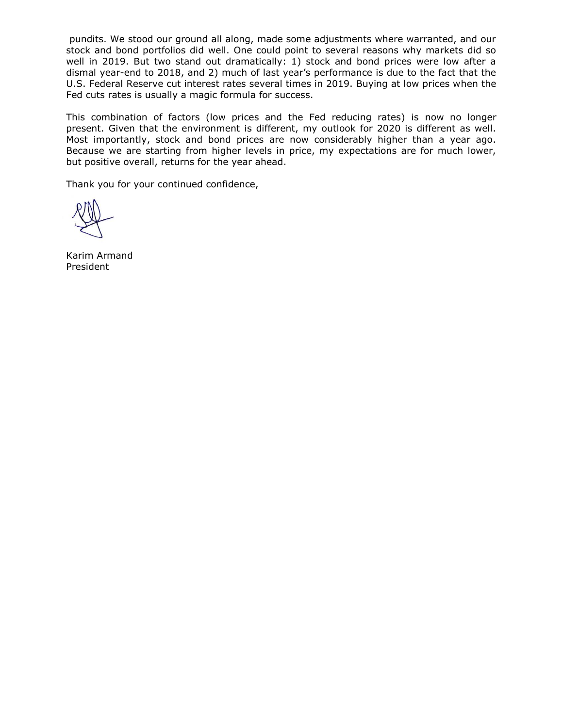pundits. We stood our ground all along, made some adjustments where warranted, and our stock and bond portfolios did well. One could point to several reasons why markets did so well in 2019. But two stand out dramatically: 1) stock and bond prices were low after a dismal year-end to 2018, and 2) much of last year's performance is due to the fact that the U.S. Federal Reserve cut interest rates several times in 2019. Buying at low prices when the Fed cuts rates is usually a magic formula for success.

This combination of factors (low prices and the Fed reducing rates) is now no longer present. Given that the environment is different, my outlook for 2020 is different as well. Most importantly, stock and bond prices are now considerably higher than a year ago. Because we are starting from higher levels in price, my expectations are for much lower, but positive overall, returns for the year ahead.

Thank you for your continued confidence,

Karim Armand
President